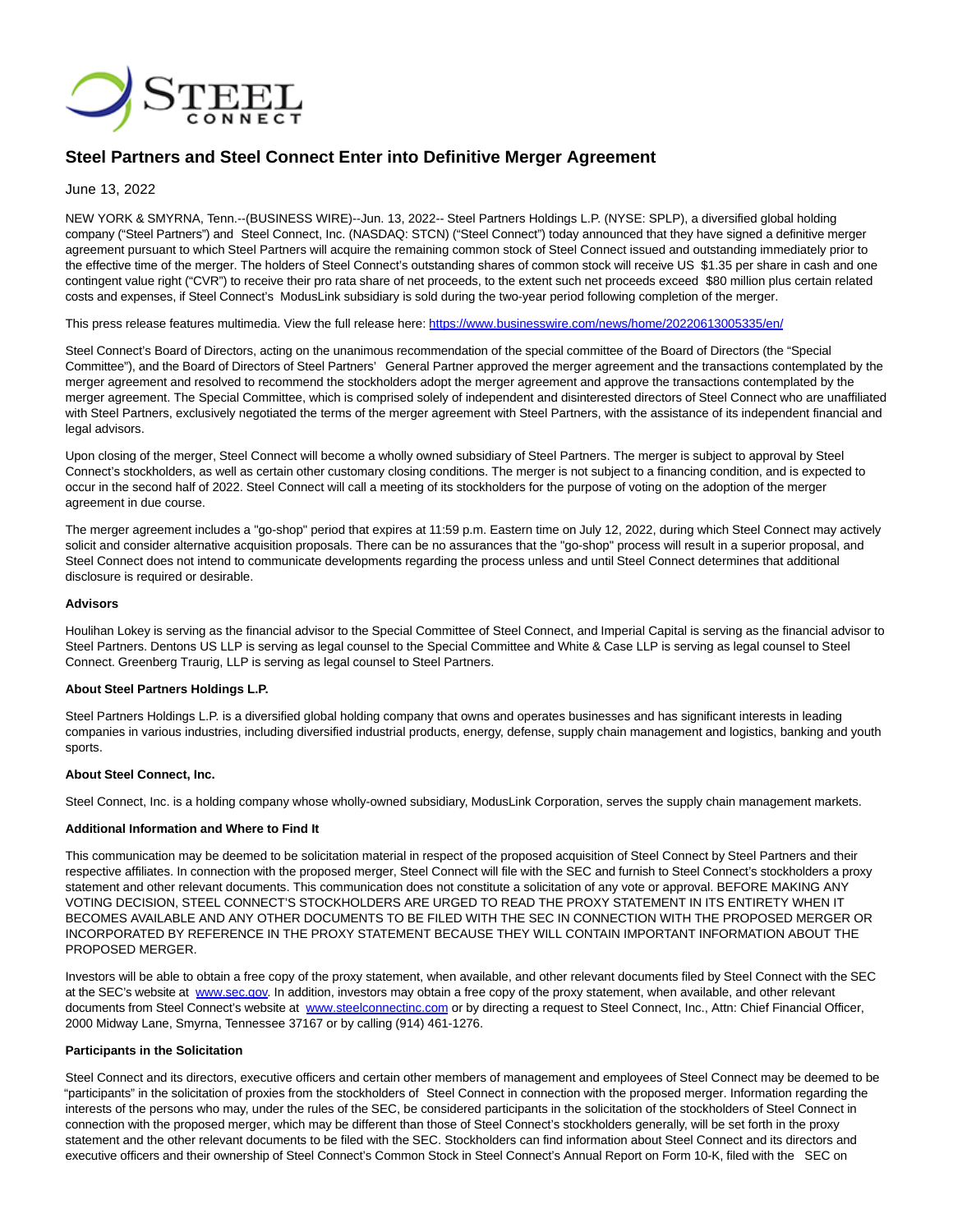# Steel Partners and Steel Connect Enter into Definitive Merger Agreement

June 13, 2022

NEW YORK & SMYRNA, Tenn.--(BUSINESS WIRE)--Jun. 13, 2022-- Steel Partners Holdings L.P. (NYSE: SPLP), a diversified global holding company ("Steel Partners") and Steel Connect, Inc. (NASDAQ: STCN) ("Steel Connect") today announced that they have signed a definitive merger agreement pursuant to which Steel Partners will acquire the remaining common stock of Steel Connect issued and outstanding immediately prior to the effective time of the merger. The holders of Steel Connect's outstanding shares of common stock will receive US $1.35 per share in cash and one contingent value right ("CVR") to receive their pro rata share of net proceeds, to the extent such net proceeds exceed $80 million plus certain related costs and expenses, if Steel Connect's ModusLink subsidiary is sold during the two-year period following completion of the merger.

This press release features multimedia. View the full release here: https://www.businesswire.com/news/home/20220613005335/en/

Steel Connect's Board of Directors, acting on the unanimous recommendation of the special committee of the Board of Directors (the "Special Committee"), and the Board of Directors of Steel Partners' General Partner approved the merger agreement and the transactions contemplated by the merger agreement and resolved to recommend the stockholders adopt the merger agreement and approve the transactions contemplated by the merger agreement. The Special Committee, which is comprised solely of independent and disinterested directors of Steel Connect who are unaffiliated with Steel Partners, exclusively negotiated the terms of the merger agreement with Steel Partners, with the assistance of its independent financial and legal advisors.

Upon closing of the merger, Steel Connect will become a wholly owned subsidiary of Steel Partners. The merger is subject to approval by Steel Connect's stockholders, as well as certain other customary closing conditions. The merger is not subject to a financing condition, and is expected to occur in the second half of 2022. Steel Connect will call a meeting of its stockholders for the purpose of voting on the adoption of the merger agreement in due course.

The merger agreement includes a "go-shop" period that expires at 11:59 p.m. Eastern time on July 12, 2022, during which Steel Connect may actively solicit and consider alternative acquisition proposals. There can be no assurances that the "go-shop" process will result in a superior proposal, and Steel Connect does not intend to communicate developments regarding the process unless and until Steel Connect determines that additional disclosure is required or desirable.

**Advisors**

Houlihan Lokey is serving as the financial advisor to the Special Committee of Steel Connect, and Imperial Capital is serving as the financial advisor to Steel Partners. Dentons US LLP is serving as legal counsel to the Special Committee and White & Case LLP is serving as legal counsel to Steel Connect. Greenberg Traurig, LLP is serving as legal counsel to Steel Partners.

**About Steel Partners Holdings L.P.**

Steel Partners Holdings L.P. is a diversified global holding company that owns and operates businesses and has significant interests in leading companies in various industries, including diversified industrial products, energy, defense, supply chain management and logistics, banking and youth sports.

**About Steel Connect, Inc.**

Steel Connect, Inc. is a holding company whose wholly-owned subsidiary, ModusLink Corporation, serves the supply chain management markets.

**Additional Information and Where to Find It**

This communication may be deemed to be solicitation material in respect of the proposed acquisition of Steel Connect by Steel Partners and their respective affiliates. In connection with the proposed merger, Steel Connect will file with the SEC and furnish to Steel Connect's stockholders a proxy statement and other relevant documents. This communication does not constitute a solicitation of any vote or approval. BEFORE MAKING ANY VOTING DECISION, STEEL CONNECT'S STOCKHOLDERS ARE URGED TO READ THE PROXY STATEMENT IN ITS ENTIRETY WHEN IT BECOMES AVAILABLE AND ANY OTHER DOCUMENTS TO BE FILED WITH THE SEC IN CONNECTION WITH THE PROPOSED MERGER OR INCORPORATED BY REFERENCE IN THE PROXY STATEMENT BECAUSE THEY WILL CONTAIN IMPORTANT INFORMATION ABOUT THE PROPOSED MERGER.

Investors will be able to obtain a free copy of the proxy statement, when available, and other relevant documents filed by Steel Connect with the SEC at the SEC's website at www.sec.gov. In addition, investors may obtain a free copy of the proxy statement, when available, and other relevant documents from Steel Connect's website at www.steelconnectinc.com or by directing a request to Steel Connect, Inc., Attn: Chief Financial Officer, 2000 Midway Lane, Smyrna, Tennessee 37167 or by calling (914) 461-1276.

**Participants in the Solicitation**

Steel Connect and its directors, executive officers and certain other members of management and employees of Steel Connect may be deemed to be "participants" in the solicitation of proxies from the stockholders of Steel Connect in connection with the proposed merger. Information regarding the interests of the persons who may, under the rules of the SEC, be considered participants in the solicitation of the stockholders of Steel Connect in connection with the proposed merger, which may be different than those of Steel Connect's stockholders generally, will be set forth in the proxy statement and the other relevant documents to be filed with the SEC. Stockholders can find information about Steel Connect and its directors and executive officers and their ownership of Steel Connect's Common Stock in Steel Connect's Annual Report on Form 10-K, filed with the SEC on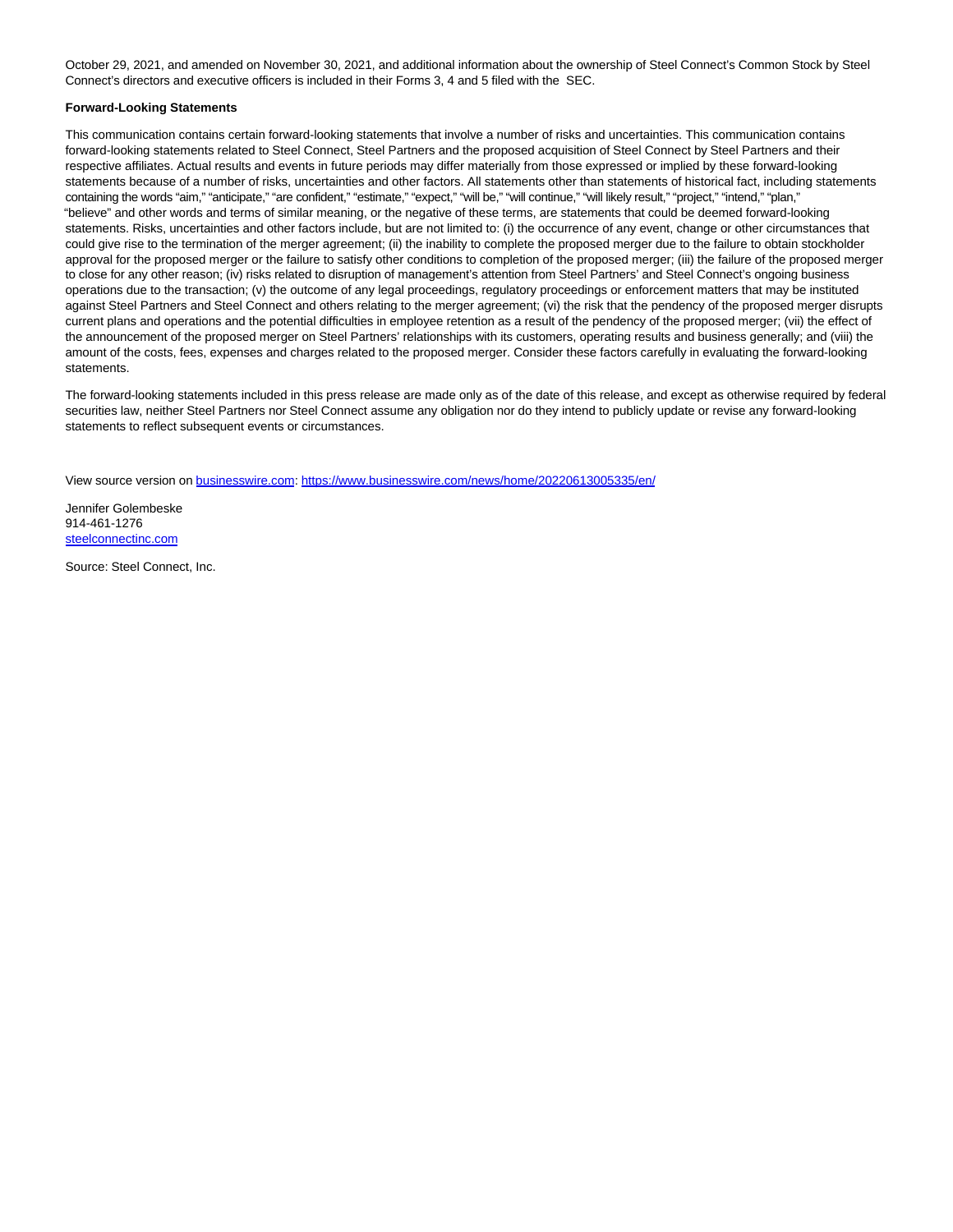October 29, 2021, and amended on November 30, 2021, and additional information about the ownership of Steel Connect's Common Stock by Steel Connect's directors and executive officers is included in their Forms 3, 4 and 5 filed with the SEC.

**Forward-Looking Statements**

This communication contains certain forward-looking statements that involve a number of risks and uncertainties. This communication contains forward-looking statements related to Steel Connect, Steel Partners and the proposed acquisition of Steel Connect by Steel Partners and their respective affiliates. Actual results and events in future periods may differ materially from those expressed or implied by these forward-looking statements because of a number of risks, uncertainties and other factors. All statements other than statements of historical fact, including statements containing the words "aim," "anticipate," "are confident," "estimate," "expect," "will be," "will continue," "will likely result," "project," "intend," "plan," "believe" and other words and terms of similar meaning, or the negative of these terms, are statements that could be deemed forward-looking statements. Risks, uncertainties and other factors include, but are not limited to: (i) the occurrence of any event, change or other circumstances that could give rise to the termination of the merger agreement; (ii) the inability to complete the proposed merger due to the failure to obtain stockholder approval for the proposed merger or the failure to satisfy other conditions to completion of the proposed merger; (iii) the failure of the proposed merger to close for any other reason; (iv) risks related to disruption of management's attention from Steel Partners' and Steel Connect's ongoing business operations due to the transaction; (v) the outcome of any legal proceedings, regulatory proceedings or enforcement matters that may be instituted against Steel Partners and Steel Connect and others relating to the merger agreement; (vi) the risk that the pendency of the proposed merger disrupts current plans and operations and the potential difficulties in employee retention as a result of the pendency of the proposed merger; (vii) the effect of the announcement of the proposed merger on Steel Partners' relationships with its customers, operating results and business generally; and (viii) the amount of the costs, fees, expenses and charges related to the proposed merger. Consider these factors carefully in evaluating the forward-looking statements.

The forward-looking statements included in this press release are made only as of the date of this release, and except as otherwise required by federal securities law, neither Steel Partners nor Steel Connect assume any obligation nor do they intend to publicly update or revise any forward-looking statements to reflect subsequent events or circumstances.

View source version on businesswire.com: https://www.businesswire.com/news/home/20220613005335/en/

Jennifer Golembeske
914-461-1276
steelconnectinc.com

Source: Steel Connect, Inc.